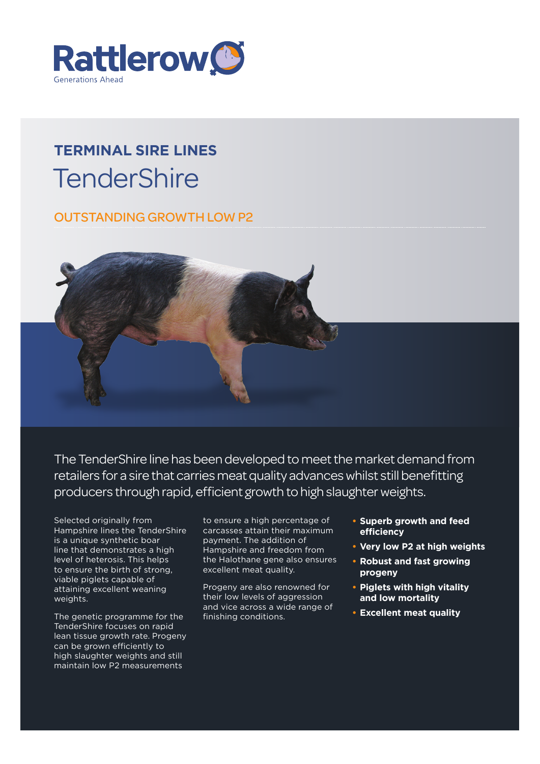Rattlerow

Generations Ahead

## TERMINAL SIRE LINES

# TenderShire

### OUTSTANDING GROWTH LOW P2

The TenderShire line has been developed to meet the market demand from retailers for a sire that carries meat quality advances whilst still benefitting producers through rapid, efficient growth to high slaughter weights.

Selected originally from Hampshire lines the TenderShire is a unique synthetic boar line that demonstrates a high level of heterosis. This helps to ensure the birth of strong, viable piglets capable of attaining excellent weaning weights.

The genetic programme for the TenderShire focuses on rapid lean tissue growth rate. Progeny can be grown efficiently to high slaughter weights and still maintain low P2 measurements to ensure a high percentage of carcasses attain their maximum payment. The addition of Hampshire and freedom from the Halothane gene also ensures excellent meat quality.

Progeny are also renowned for their low levels of aggression and vice across a wide range of finishing conditions.

- **Superb growth and feed efficiency**
- **Very low P2 at high weights**
- **Robust and fast growing progeny**
- **Piglets with high vitality and low mortality**
- **Excellent meat quality**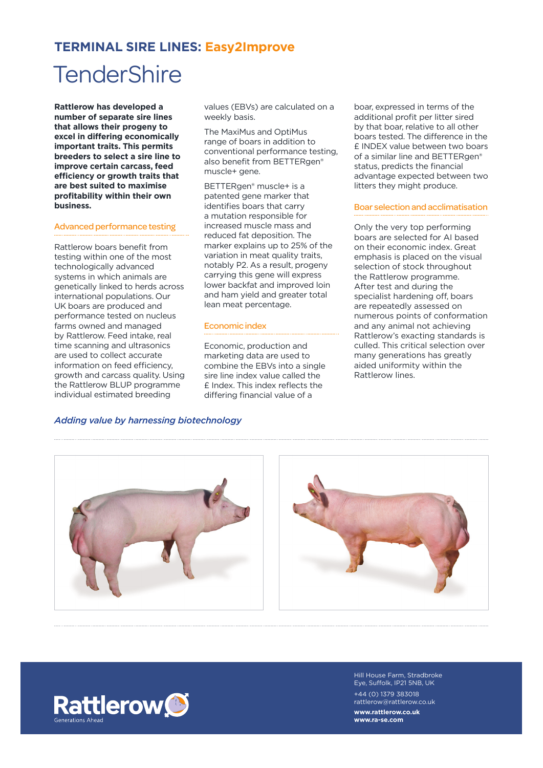## TERMINAL SIRE LINES: Easy2Improve

# TenderShire

**Rattlerow has developed a number of separate sire lines that allows their progeny to excel in differing economically important traits. This permits breeders to select a sire line to improve certain carcass, feed efficiency or growth traits that are best suited to maximise profitability within their own business.**

### Advanced performance testing

Rattlerow boars benefit from testing within one of the most technologically advanced systems in which animals are genetically linked to herds across international populations. Our UK boars are produced and performance tested on nucleus farms owned and managed by Rattlerow. Feed intake, real time scanning and ultrasonics are used to collect accurate information on feed efficiency, growth and carcass quality. Using the Rattlerow BLUP programme individual estimated breeding values (EBVs) are calculated on a weekly basis.

The MaxiMus and OptiMus range of boars in addition to conventional performance testing, also benefit from BETTERgen® muscle+ gene.

BETTERgen® muscle+ is a patented gene marker that identifies boars that carry a mutation responsible for increased muscle mass and reduced fat deposition. The marker explains up to 25% of the variation in meat quality traits, notably P2. As a result, progeny carrying this gene will express lower backfat and improved loin and ham yield and greater total lean meat percentage.

### Economic index

Economic, production and marketing data are used to combine the EBVs into a single sire line index value called the £ Index. This index reflects the differing financial value of a boar, expressed in terms of the additional profit per litter sired by that boar, relative to all other boars tested. The difference in the £ INDEX value between two boars of a similar line and BETTERgen® status, predicts the financial advantage expected between two litters they might produce.

### Boar selection and acclimatisation

Only the very top performing boars are selected for AI based on their economic index. Great emphasis is placed on the visual selection of stock throughout the Rattlerow programme. After test and during the specialist hardening off, boars are repeatedly assessed on numerous points of conformation and any animal not achieving Rattlerow's exacting standards is culled. This critical selection over many generations has greatly aided uniformity within the Rattlerow lines.

*Adding value by harnessing biotechnology*

Rattlerow
Generations Ahead

Hill House Farm, Stradbroke
Eye, Suffolk, IP21 5NB, UK

+44 (0) 1379 383018
rattlerow@rattlerow.co.uk

**www.rattlerow.co.uk**
**www.ra-se.com**